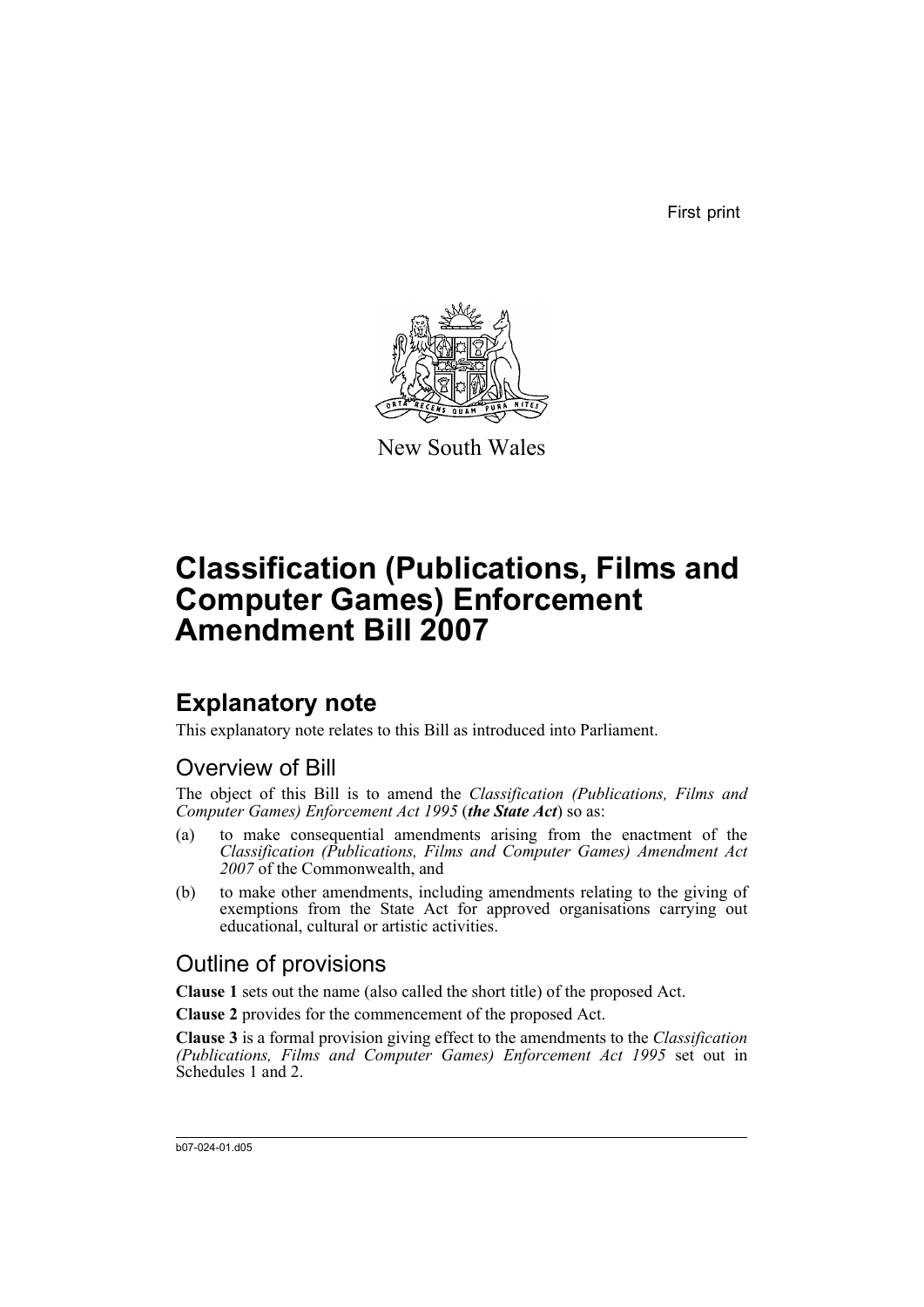First print

New South Wales

# Classification (Publications, Films and Computer Games) Enforcement Amendment Bill 2007

## Explanatory note

This explanatory note relates to this Bill as introduced into Parliament.

### Overview of Bill

The object of this Bill is to amend the *Classification (Publications, Films and Computer Games) Enforcement Act 1995* (***the State Act***) so as:

(a) to make consequential amendments arising from the enactment of the *Classification (Publications, Films and Computer Games) Amendment Act 2007* of the Commonwealth, and

(b) to make other amendments, including amendments relating to the giving of exemptions from the State Act for approved organisations carrying out educational, cultural or artistic activities.

### Outline of provisions

**Clause 1** sets out the name (also called the short title) of the proposed Act.

**Clause 2** provides for the commencement of the proposed Act.

**Clause 3** is a formal provision giving effect to the amendments to the *Classification (Publications, Films and Computer Games) Enforcement Act 1995* set out in Schedules 1 and 2.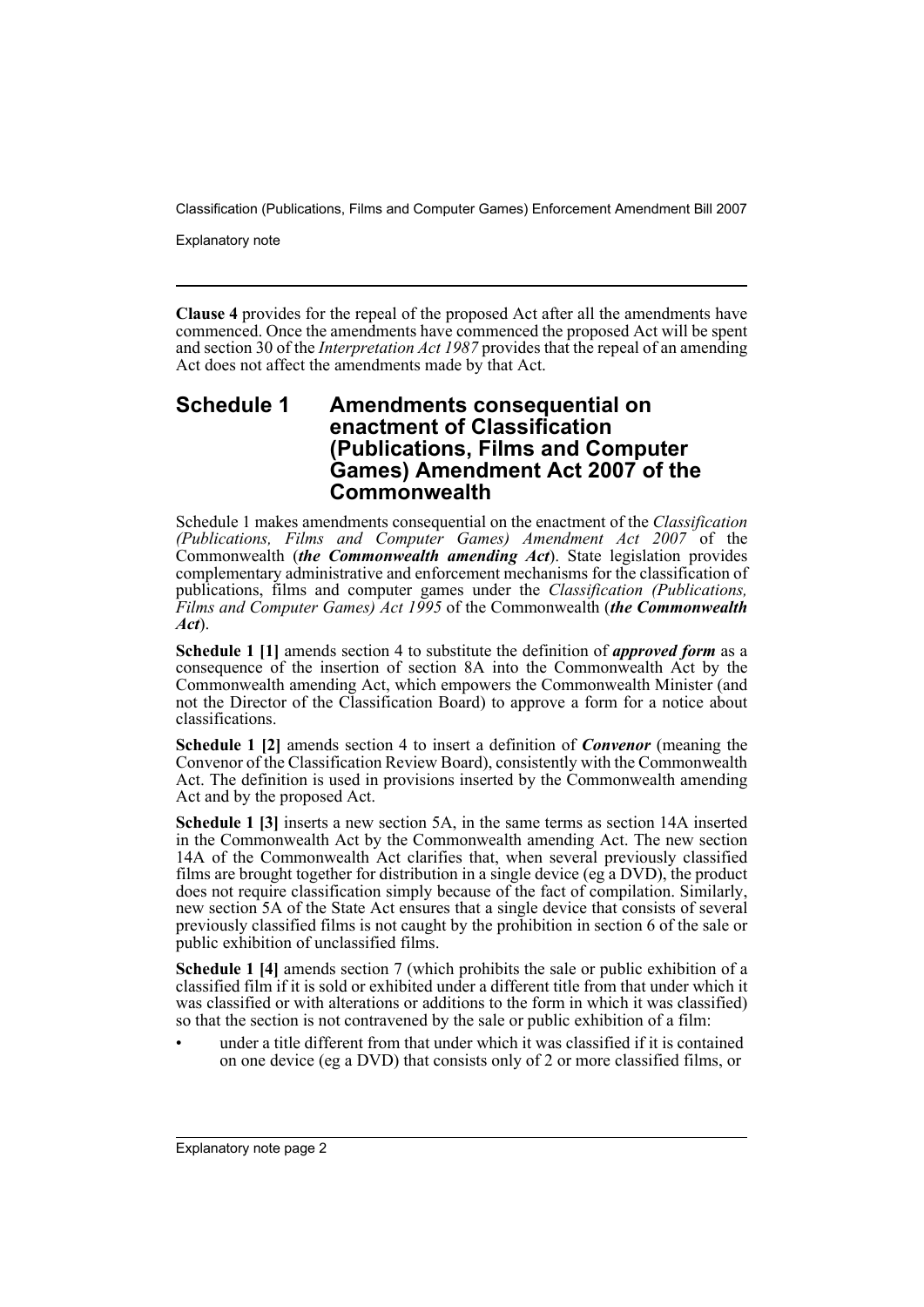**Clause 4** provides for the repeal of the proposed Act after all the amendments have commenced. Once the amendments have commenced the proposed Act will be spent and section 30 of the *Interpretation Act 1987* provides that the repeal of an amending Act does not affect the amendments made by that Act.

## Schedule 1 Amendments consequential on enactment of Classification (Publications, Films and Computer Games) Amendment Act 2007 of the Commonwealth

Schedule 1 makes amendments consequential on the enactment of the *Classification (Publications, Films and Computer Games) Amendment Act 2007* of the Commonwealth (***the Commonwealth amending Act***). State legislation provides complementary administrative and enforcement mechanisms for the classification of publications, films and computer games under the *Classification (Publications, Films and Computer Games) Act 1995* of the Commonwealth (***the Commonwealth Act***).

**Schedule 1 [1]** amends section 4 to substitute the definition of ***approved form*** as a consequence of the insertion of section 8A into the Commonwealth Act by the Commonwealth amending Act, which empowers the Commonwealth Minister (and not the Director of the Classification Board) to approve a form for a notice about classifications.

**Schedule 1 [2]** amends section 4 to insert a definition of ***Convenor*** (meaning the Convenor of the Classification Review Board), consistently with the Commonwealth Act. The definition is used in provisions inserted by the Commonwealth amending Act and by the proposed Act.

**Schedule 1 [3]** inserts a new section 5A, in the same terms as section 14A inserted in the Commonwealth Act by the Commonwealth amending Act. The new section 14A of the Commonwealth Act clarifies that, when several previously classified films are brought together for distribution in a single device (eg a DVD), the product does not require classification simply because of the fact of compilation. Similarly, new section 5A of the State Act ensures that a single device that consists of several previously classified films is not caught by the prohibition in section 6 of the sale or public exhibition of unclassified films.

**Schedule 1 [4]** amends section 7 (which prohibits the sale or public exhibition of a classified film if it is sold or exhibited under a different title from that under which it was classified or with alterations or additions to the form in which it was classified) so that the section is not contravened by the sale or public exhibition of a film:

- under a title different from that under which it was classified if it is contained on one device (eg a DVD) that consists only of 2 or more classified films, or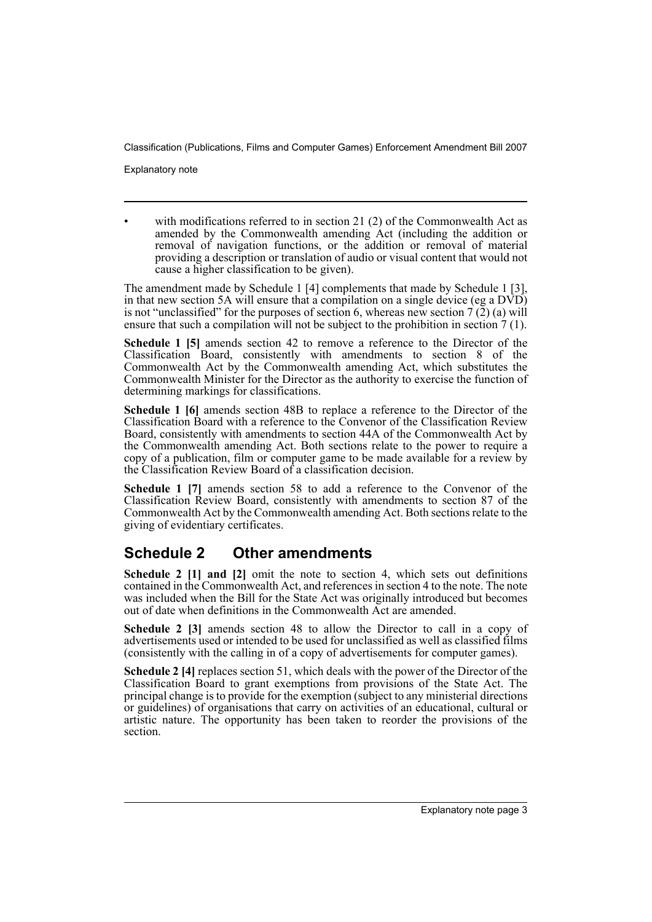- with modifications referred to in section 21 (2) of the Commonwealth Act as amended by the Commonwealth amending Act (including the addition or removal of navigation functions, or the addition or removal of material providing a description or translation of audio or visual content that would not cause a higher classification to be given).

The amendment made by Schedule 1 [4] complements that made by Schedule 1 [3], in that new section 5A will ensure that a compilation on a single device (eg a DVD) is not "unclassified" for the purposes of section 6, whereas new section 7 (2) (a) will ensure that such a compilation will not be subject to the prohibition in section 7 (1).

**Schedule 1 [5]** amends section 42 to remove a reference to the Director of the Classification Board, consistently with amendments to section 8 of the Commonwealth Act by the Commonwealth amending Act, which substitutes the Commonwealth Minister for the Director as the authority to exercise the function of determining markings for classifications.

**Schedule 1 [6]** amends section 48B to replace a reference to the Director of the Classification Board with a reference to the Convenor of the Classification Review Board, consistently with amendments to section 44A of the Commonwealth Act by the Commonwealth amending Act. Both sections relate to the power to require a copy of a publication, film or computer game to be made available for a review by the Classification Review Board of a classification decision.

**Schedule 1 [7]** amends section 58 to add a reference to the Convenor of the Classification Review Board, consistently with amendments to section 87 of the Commonwealth Act by the Commonwealth amending Act. Both sections relate to the giving of evidentiary certificates.

## Schedule 2 Other amendments

**Schedule 2 [1] and [2]** omit the note to section 4, which sets out definitions contained in the Commonwealth Act, and references in section 4 to the note. The note was included when the Bill for the State Act was originally introduced but becomes out of date when definitions in the Commonwealth Act are amended.

**Schedule 2 [3]** amends section 48 to allow the Director to call in a copy of advertisements used or intended to be used for unclassified as well as classified films (consistently with the calling in of a copy of advertisements for computer games).

**Schedule 2 [4]** replaces section 51, which deals with the power of the Director of the Classification Board to grant exemptions from provisions of the State Act. The principal change is to provide for the exemption (subject to any ministerial directions or guidelines) of organisations that carry on activities of an educational, cultural or artistic nature. The opportunity has been taken to reorder the provisions of the section.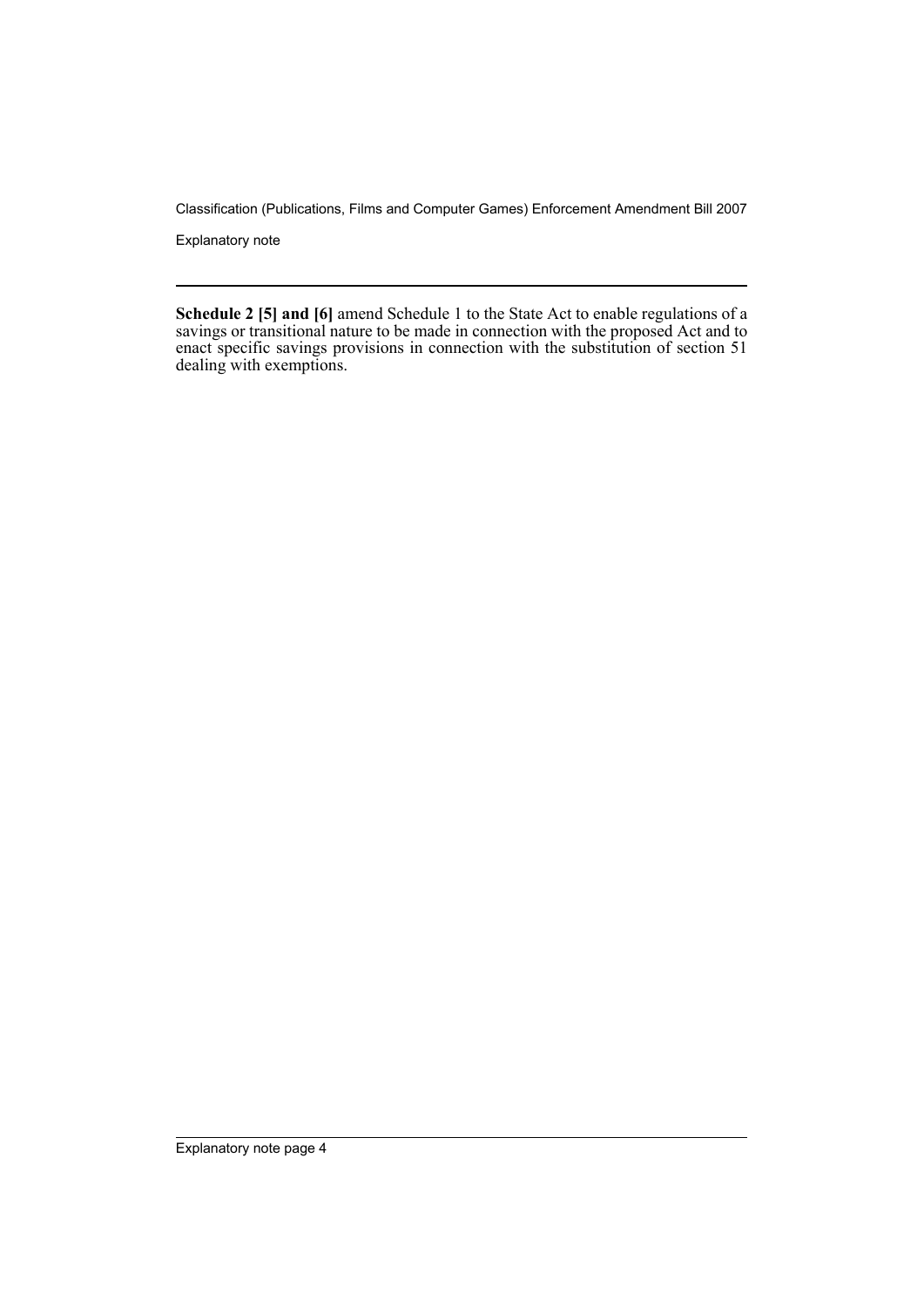**Schedule 2 [5] and [6]** amend Schedule 1 to the State Act to enable regulations of a savings or transitional nature to be made in connection with the proposed Act and to enact specific savings provisions in connection with the substitution of section 51 dealing with exemptions.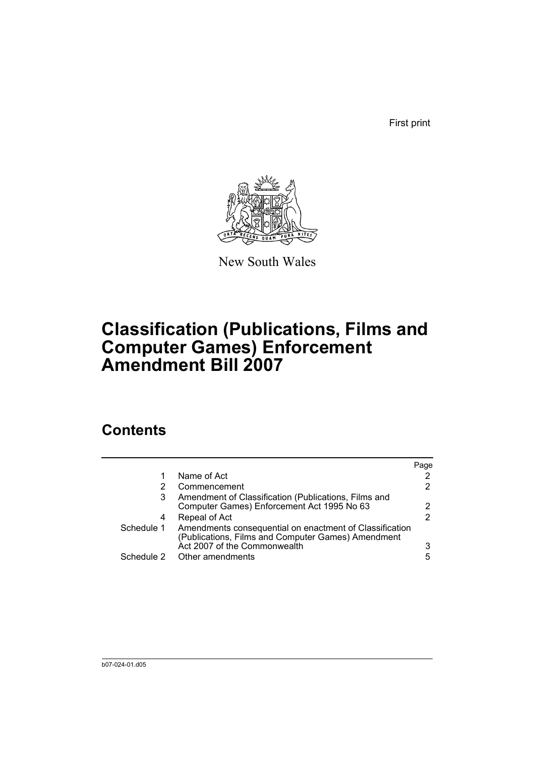First print

New South Wales

# Classification (Publications, Films and Computer Games) Enforcement Amendment Bill 2007

## Contents

| | | Page |
|---|---|---|
| 1 | Name of Act | 2 |
| 2 | Commencement | 2 |
| 3 | Amendment of Classification (Publications, Films and Computer Games) Enforcement Act 1995 No 63 | 2 |
| 4 | Repeal of Act | 2 |
| Schedule 1 | Amendments consequential on enactment of Classification (Publications, Films and Computer Games) Amendment Act 2007 of the Commonwealth | 3 |
| Schedule 2 | Other amendments | 5 |

b07-024-01.d05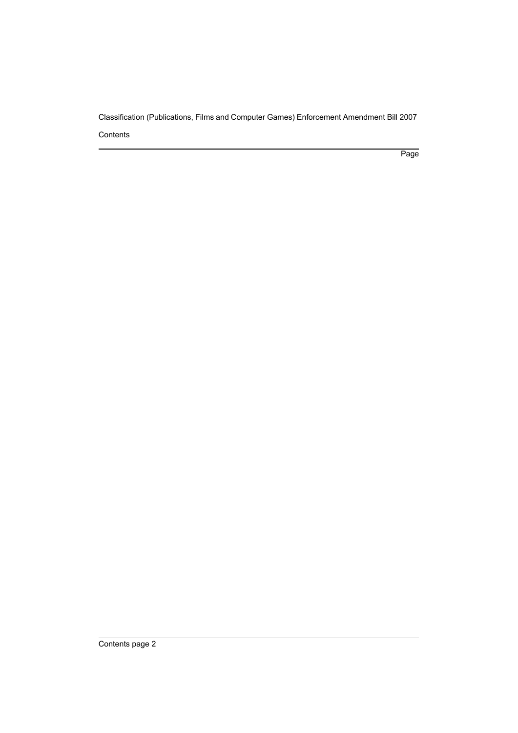Contents

Page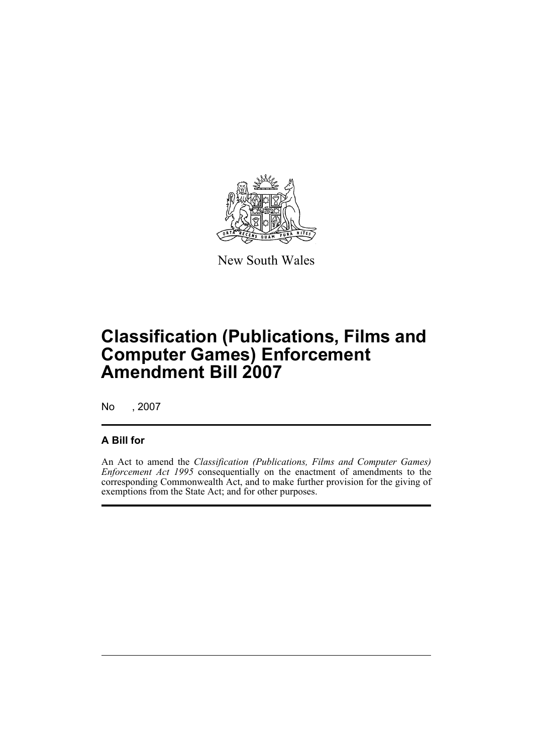New South Wales

# Classification (Publications, Films and Computer Games) Enforcement Amendment Bill 2007

No , 2007

## A Bill for

An Act to amend the *Classification (Publications, Films and Computer Games) Enforcement Act 1995* consequentially on the enactment of amendments to the corresponding Commonwealth Act, and to make further provision for the giving of exemptions from the State Act; and for other purposes.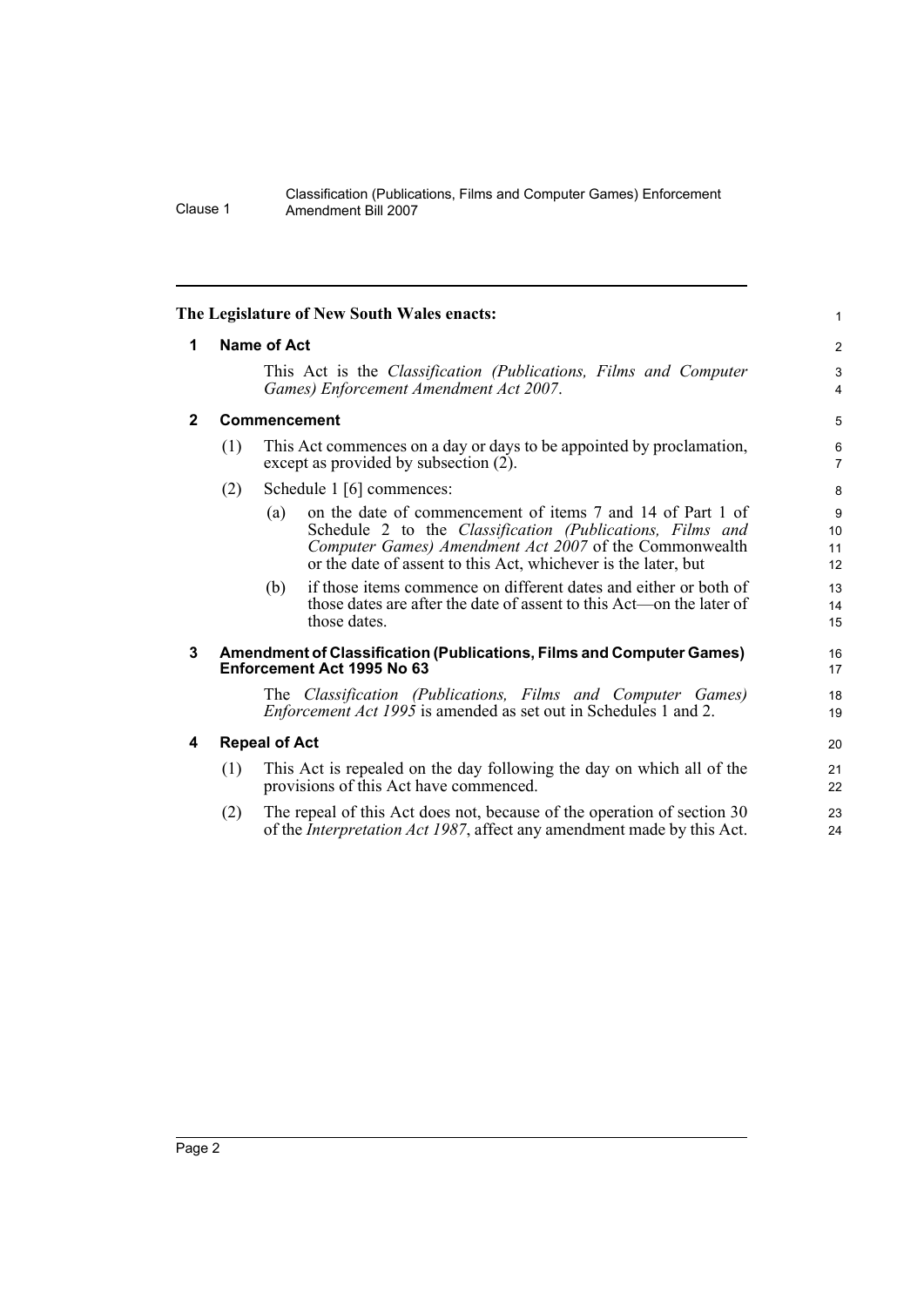**The Legislature of New South Wales enacts:**

## 1 Name of Act

This Act is the *Classification (Publications, Films and Computer Games) Enforcement Amendment Act 2007*.

## 2 Commencement

(1) This Act commences on a day or days to be appointed by proclamation, except as provided by subsection (2).

(2) Schedule 1 [6] commences:

(a) on the date of commencement of items 7 and 14 of Part 1 of Schedule 2 to the *Classification (Publications, Films and Computer Games) Amendment Act 2007* of the Commonwealth or the date of assent to this Act, whichever is the later, but

(b) if those items commence on different dates and either or both of those dates are after the date of assent to this Act—on the later of those dates.

## 3 Amendment of Classification (Publications, Films and Computer Games) Enforcement Act 1995 No 63

The *Classification (Publications, Films and Computer Games) Enforcement Act 1995* is amended as set out in Schedules 1 and 2.

## 4 Repeal of Act

(1) This Act is repealed on the day following the day on which all of the provisions of this Act have commenced.

(2) The repeal of this Act does not, because of the operation of section 30 of the *Interpretation Act 1987*, affect any amendment made by this Act.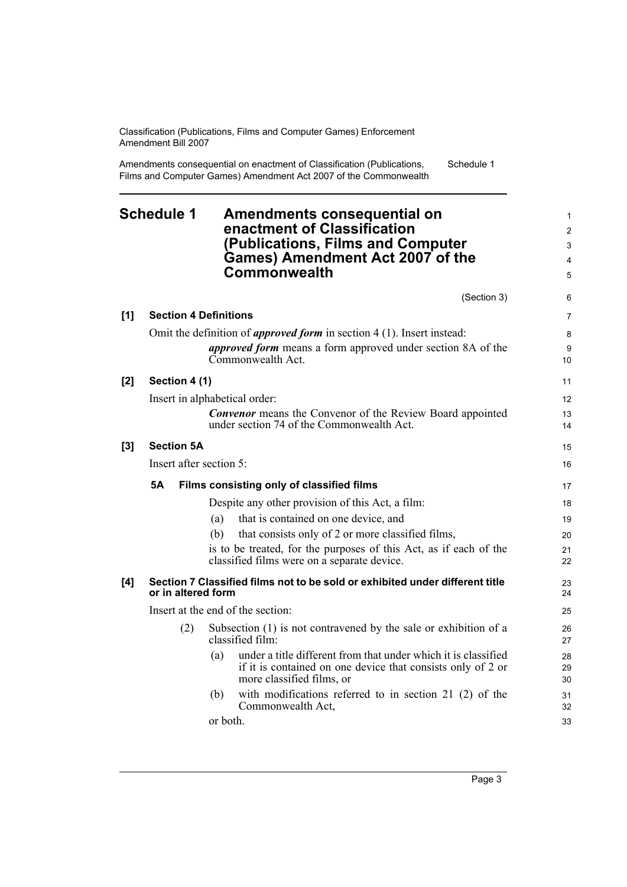# Schedule 1 Amendments consequential on enactment of Classification (Publications, Films and Computer Games) Amendment Act 2007 of the Commonwealth

(Section 3)

**[1] Section 4 Definitions**

Omit the definition of ***approved form*** in section 4 (1). Insert instead:

> ***approved form*** means a form approved under section 8A of the Commonwealth Act.

**[2] Section 4 (1)**

Insert in alphabetical order:

> ***Convenor*** means the Convenor of the Review Board appointed under section 74 of the Commonwealth Act.

**[3] Section 5A**

Insert after section 5:

> **5A Films consisting only of classified films**
>
> Despite any other provision of this Act, a film:
>
> (a) that is contained on one device, and
>
> (b) that consists only of 2 or more classified films,
>
> is to be treated, for the purposes of this Act, as if each of the classified films were on a separate device.

**[4] Section 7 Classified films not to be sold or exhibited under different title or in altered form**

Insert at the end of the section:

> (2) Subsection (1) is not contravened by the sale or exhibition of a classified film:
>
> (a) under a title different from that under which it is classified if it is contained on one device that consists only of 2 or more classified films, or
>
> (b) with modifications referred to in section 21 (2) of the Commonwealth Act,
>
> or both.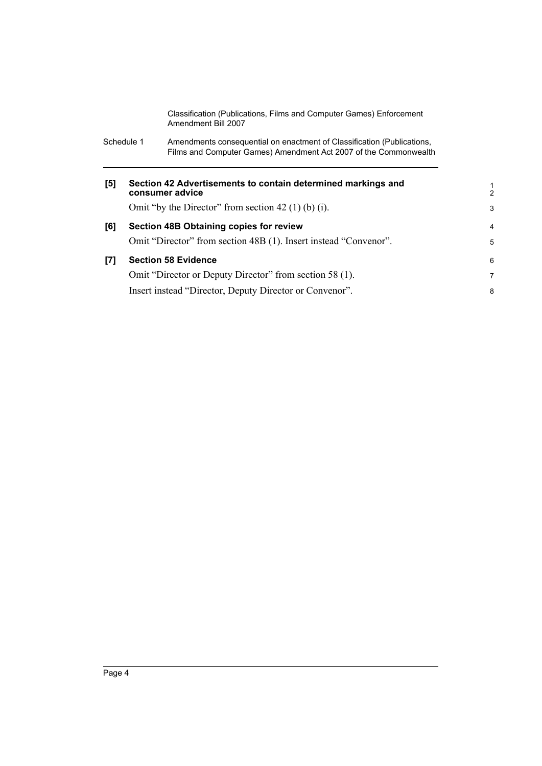**[5] Section 42 Advertisements to contain determined markings and consumer advice**

Omit "by the Director" from section 42 (1) (b) (i).

**[6] Section 48B Obtaining copies for review**

Omit "Director" from section 48B (1). Insert instead "Convenor".

**[7] Section 58 Evidence**

Omit "Director or Deputy Director" from section 58 (1).

Insert instead "Director, Deputy Director or Convenor".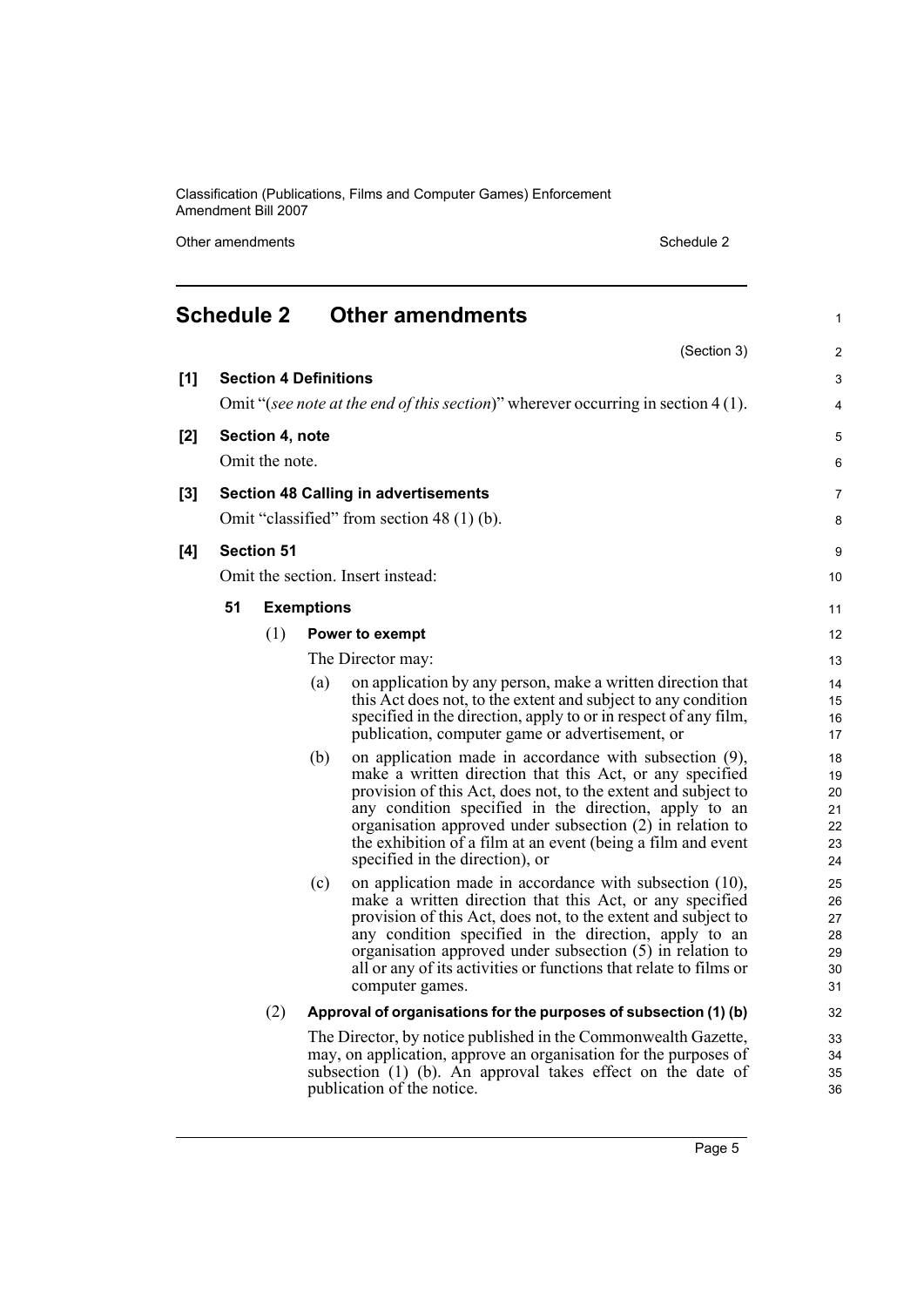## Schedule 2 Other amendments

(Section 3)

**[1] Section 4 Definitions**

Omit "(*see note at the end of this section*)" wherever occurring in section 4 (1).

**[2] Section 4, note**

Omit the note.

**[3] Section 48 Calling in advertisements**

Omit "classified" from section 48 (1) (b).

**[4] Section 51**

Omit the section. Insert instead:

**51 Exemptions**

(1) **Power to exempt**

The Director may:

(a) on application by any person, make a written direction that this Act does not, to the extent and subject to any condition specified in the direction, apply to or in respect of any film, publication, computer game or advertisement, or

(b) on application made in accordance with subsection (9), make a written direction that this Act, or any specified provision of this Act, does not, to the extent and subject to any condition specified in the direction, apply to an organisation approved under subsection (2) in relation to the exhibition of a film at an event (being a film and event specified in the direction), or

(c) on application made in accordance with subsection (10), make a written direction that this Act, or any specified provision of this Act, does not, to the extent and subject to any condition specified in the direction, apply to an organisation approved under subsection (5) in relation to all or any of its activities or functions that relate to films or computer games.

(2) **Approval of organisations for the purposes of subsection (1) (b)**

The Director, by notice published in the Commonwealth Gazette, may, on application, approve an organisation for the purposes of subsection (1) (b). An approval takes effect on the date of publication of the notice.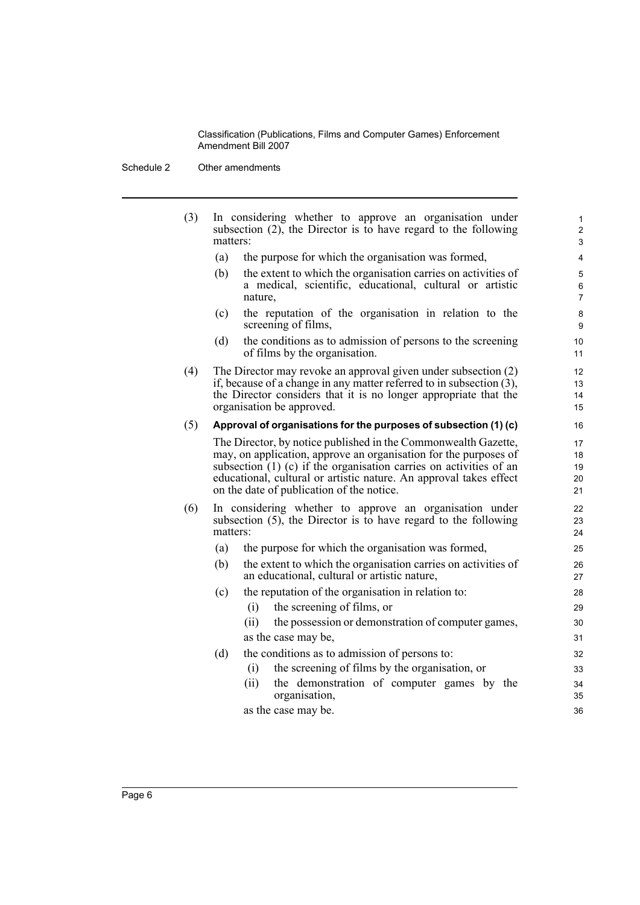(3) In considering whether to approve an organisation under subsection (2), the Director is to have regard to the following matters:

(a) the purpose for which the organisation was formed,

(b) the extent to which the organisation carries on activities of a medical, scientific, educational, cultural or artistic nature,

(c) the reputation of the organisation in relation to the screening of films,

(d) the conditions as to admission of persons to the screening of films by the organisation.

(4) The Director may revoke an approval given under subsection (2) if, because of a change in any matter referred to in subsection (3), the Director considers that it is no longer appropriate that the organisation be approved.

(5) **Approval of organisations for the purposes of subsection (1) (c)**

The Director, by notice published in the Commonwealth Gazette, may, on application, approve an organisation for the purposes of subsection (1) (c) if the organisation carries on activities of an educational, cultural or artistic nature. An approval takes effect on the date of publication of the notice.

(6) In considering whether to approve an organisation under subsection (5), the Director is to have regard to the following matters:

(a) the purpose for which the organisation was formed,

(b) the extent to which the organisation carries on activities of an educational, cultural or artistic nature,

(c) the reputation of the organisation in relation to:

  (i) the screening of films, or

  (ii) the possession or demonstration of computer games,

as the case may be,

(d) the conditions as to admission of persons to:

  (i) the screening of films by the organisation, or

  (ii) the demonstration of computer games by the organisation,

as the case may be.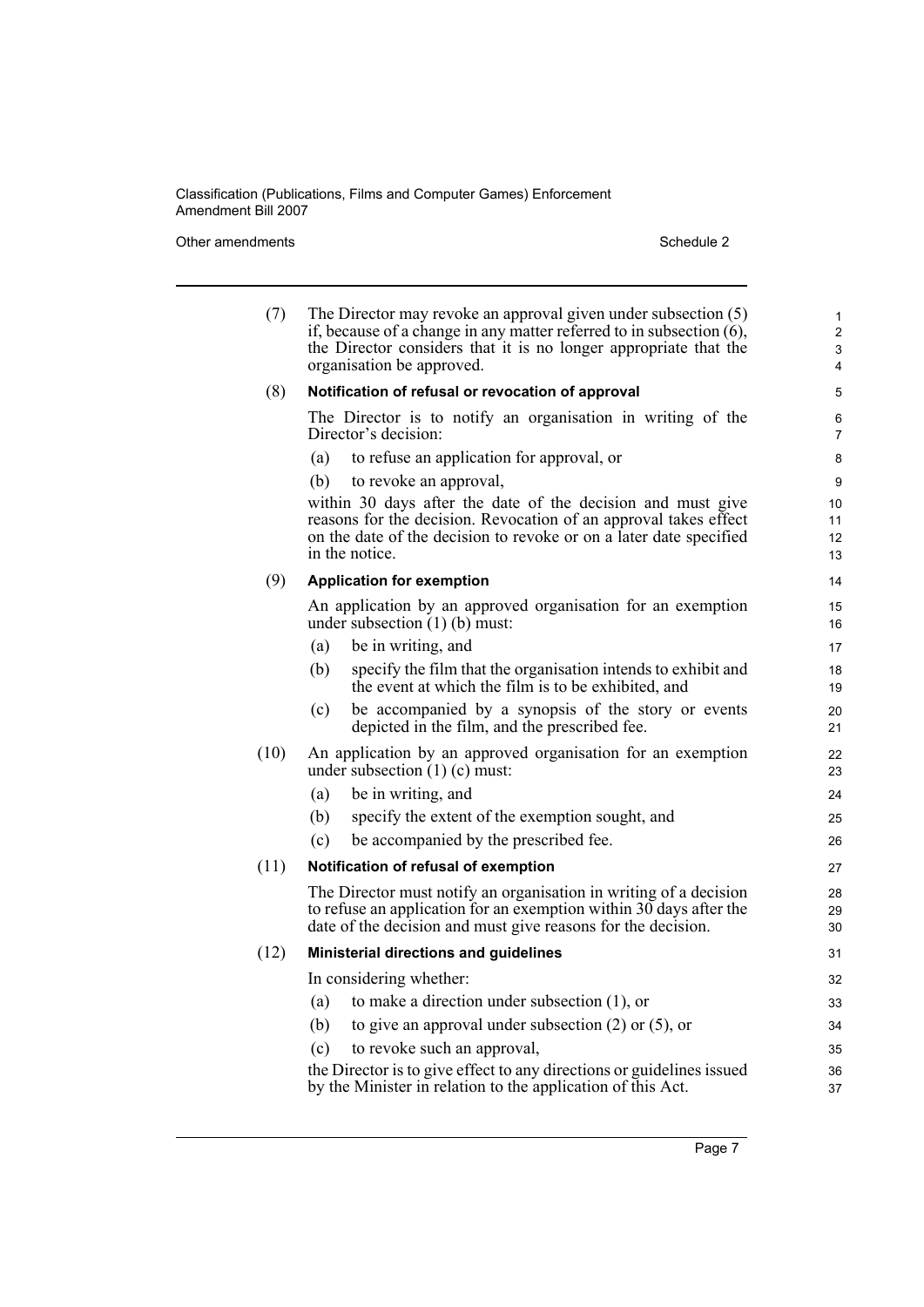(7) The Director may revoke an approval given under subsection (5) if, because of a change in any matter referred to in subsection (6), the Director considers that it is no longer appropriate that the organisation be approved.

(8) **Notification of refusal or revocation of approval**

The Director is to notify an organisation in writing of the Director's decision:

(a) to refuse an application for approval, or

(b) to revoke an approval,

within 30 days after the date of the decision and must give reasons for the decision. Revocation of an approval takes effect on the date of the decision to revoke or on a later date specified in the notice.

(9) **Application for exemption**

An application by an approved organisation for an exemption under subsection (1) (b) must:

(a) be in writing, and

(b) specify the film that the organisation intends to exhibit and the event at which the film is to be exhibited, and

(c) be accompanied by a synopsis of the story or events depicted in the film, and the prescribed fee.

(10) An application by an approved organisation for an exemption under subsection (1) (c) must:

(a) be in writing, and

(b) specify the extent of the exemption sought, and

(c) be accompanied by the prescribed fee.

(11) **Notification of refusal of exemption**

The Director must notify an organisation in writing of a decision to refuse an application for an exemption within 30 days after the date of the decision and must give reasons for the decision.

(12) **Ministerial directions and guidelines**

In considering whether:

(a) to make a direction under subsection (1), or

(b) to give an approval under subsection (2) or (5), or

(c) to revoke such an approval,

the Director is to give effect to any directions or guidelines issued by the Minister in relation to the application of this Act.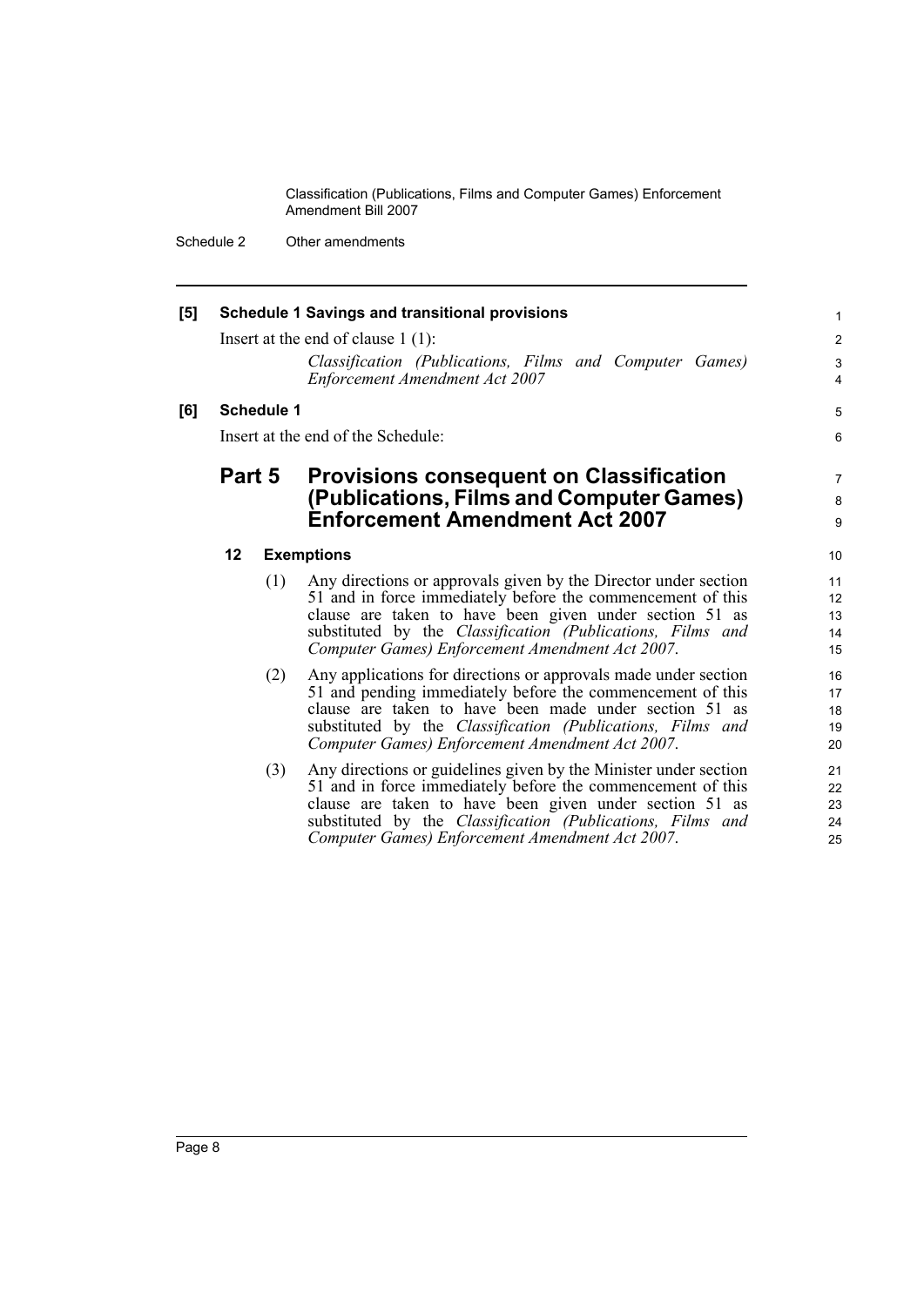**[5] Schedule 1 Savings and transitional provisions**

Insert at the end of clause 1 (1):

*Classification (Publications, Films and Computer Games) Enforcement Amendment Act 2007*

**[6] Schedule 1**

Insert at the end of the Schedule:

## Part 5 Provisions consequent on Classification (Publications, Films and Computer Games) Enforcement Amendment Act 2007

### 12 Exemptions

(1) Any directions or approvals given by the Director under section 51 and in force immediately before the commencement of this clause are taken to have been given under section 51 as substituted by the *Classification (Publications, Films and Computer Games) Enforcement Amendment Act 2007*.

(2) Any applications for directions or approvals made under section 51 and pending immediately before the commencement of this clause are taken to have been made under section 51 as substituted by the *Classification (Publications, Films and Computer Games) Enforcement Amendment Act 2007*.

(3) Any directions or guidelines given by the Minister under section 51 and in force immediately before the commencement of this clause are taken to have been given under section 51 as substituted by the *Classification (Publications, Films and Computer Games) Enforcement Amendment Act 2007*.